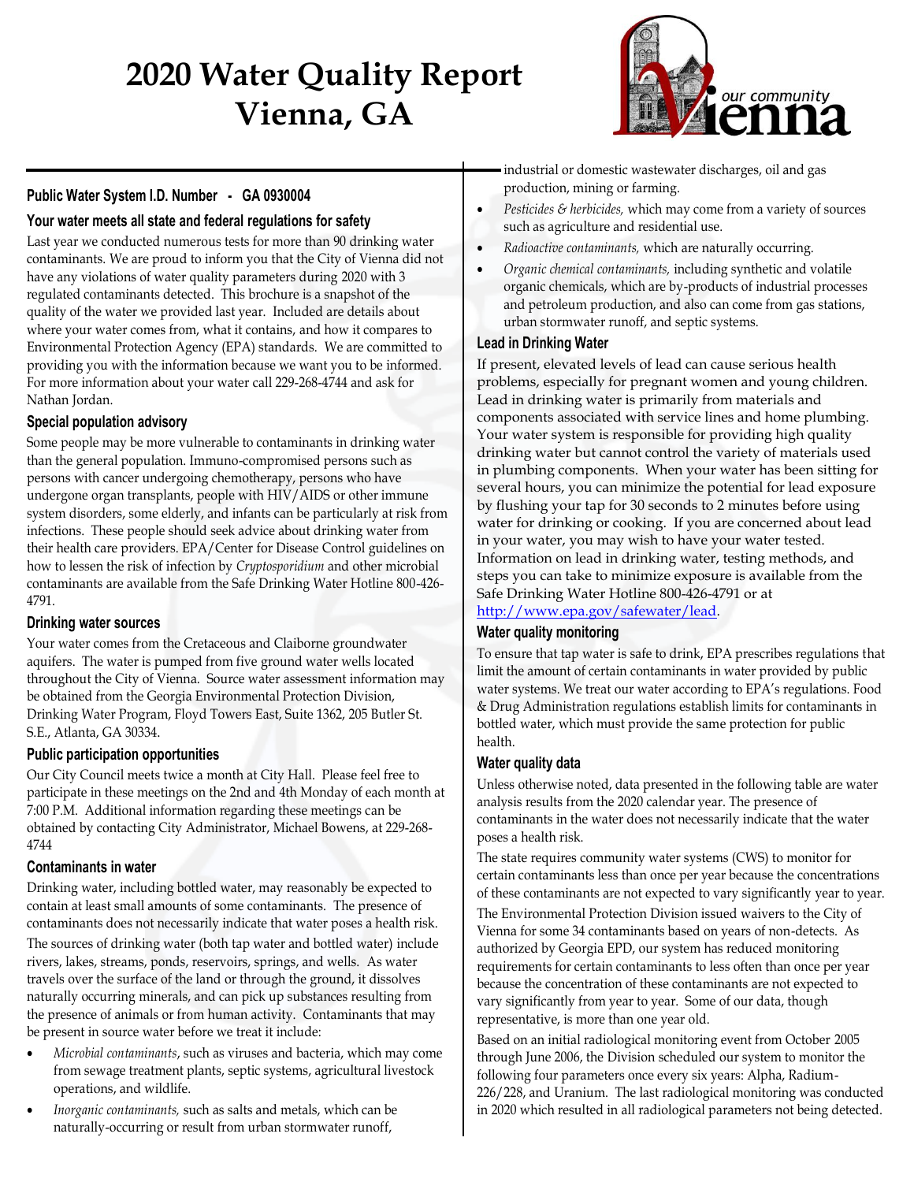# 2020 Water Quality Report
# Vienna, GA

### Public Water System I.D. Number - GA 0930004

### Your water meets all state and federal regulations for safety

Last year we conducted numerous tests for more than 90 drinking water contaminants. We are proud to inform you that the City of Vienna did not have any violations of water quality parameters during 2020 with 3 regulated contaminants detected. This brochure is a snapshot of the quality of the water we provided last year. Included are details about where your water comes from, what it contains, and how it compares to Environmental Protection Agency (EPA) standards. We are committed to providing you with the information because we want you to be informed. For more information about your water call 229-268-4744 and ask for Nathan Jordan.

### Special population advisory

Some people may be more vulnerable to contaminants in drinking water than the general population. Immuno-compromised persons such as persons with cancer undergoing chemotherapy, persons who have undergone organ transplants, people with HIV/AIDS or other immune system disorders, some elderly, and infants can be particularly at risk from infections. These people should seek advice about drinking water from their health care providers. EPA/Center for Disease Control guidelines on how to lessen the risk of infection by *Cryptosporidium* and other microbial contaminants are available from the Safe Drinking Water Hotline 800-426-4791.

### Drinking water sources

Your water comes from the Cretaceous and Claiborne groundwater aquifers. The water is pumped from five ground water wells located throughout the City of Vienna. Source water assessment information may be obtained from the Georgia Environmental Protection Division, Drinking Water Program, Floyd Towers East, Suite 1362, 205 Butler St. S.E., Atlanta, GA 30334.

### Public participation opportunities

Our City Council meets twice a month at City Hall. Please feel free to participate in these meetings on the 2nd and 4th Monday of each month at 7:00 P.M. Additional information regarding these meetings can be obtained by contacting City Administrator, Michael Bowens, at 229-268-4744

### Contaminants in water

Drinking water, including bottled water, may reasonably be expected to contain at least small amounts of some contaminants. The presence of contaminants does not necessarily indicate that water poses a health risk.

The sources of drinking water (both tap water and bottled water) include rivers, lakes, streams, ponds, reservoirs, springs, and wells. As water travels over the surface of the land or through the ground, it dissolves naturally occurring minerals, and can pick up substances resulting from the presence of animals or from human activity. Contaminants that may be present in source water before we treat it include:

- *Microbial contaminants*, such as viruses and bacteria, which may come from sewage treatment plants, septic systems, agricultural livestock operations, and wildlife.
- *Inorganic contaminants,* such as salts and metals, which can be naturally-occurring or result from urban stormwater runoff, industrial or domestic wastewater discharges, oil and gas production, mining or farming.
- *Pesticides & herbicides,* which may come from a variety of sources such as agriculture and residential use.
- *Radioactive contaminants,* which are naturally occurring.
- *Organic chemical contaminants,* including synthetic and volatile organic chemicals, which are by-products of industrial processes and petroleum production, and also can come from gas stations, urban stormwater runoff, and septic systems.

### Lead in Drinking Water

If present, elevated levels of lead can cause serious health problems, especially for pregnant women and young children. Lead in drinking water is primarily from materials and components associated with service lines and home plumbing. Your water system is responsible for providing high quality drinking water but cannot control the variety of materials used in plumbing components. When your water has been sitting for several hours, you can minimize the potential for lead exposure by flushing your tap for 30 seconds to 2 minutes before using water for drinking or cooking. If you are concerned about lead in your water, you may wish to have your water tested. Information on lead in drinking water, testing methods, and steps you can take to minimize exposure is available from the Safe Drinking Water Hotline 800-426-4791 or at http://www.epa.gov/safewater/lead.

### Water quality monitoring

To ensure that tap water is safe to drink, EPA prescribes regulations that limit the amount of certain contaminants in water provided by public water systems. We treat our water according to EPA's regulations. Food & Drug Administration regulations establish limits for contaminants in bottled water, which must provide the same protection for public health.

### Water quality data

Unless otherwise noted, data presented in the following table are water analysis results from the 2020 calendar year. The presence of contaminants in the water does not necessarily indicate that the water poses a health risk.

The state requires community water systems (CWS) to monitor for certain contaminants less than once per year because the concentrations of these contaminants are not expected to vary significantly year to year.

The Environmental Protection Division issued waivers to the City of Vienna for some 34 contaminants based on years of non-detects. As authorized by Georgia EPD, our system has reduced monitoring requirements for certain contaminants to less often than once per year because the concentration of these contaminants are not expected to vary significantly from year to year. Some of our data, though representative, is more than one year old.

Based on an initial radiological monitoring event from October 2005 through June 2006, the Division scheduled our system to monitor the following four parameters once every six years: Alpha, Radium-226/228, and Uranium. The last radiological monitoring was conducted in 2020 which resulted in all radiological parameters not being detected.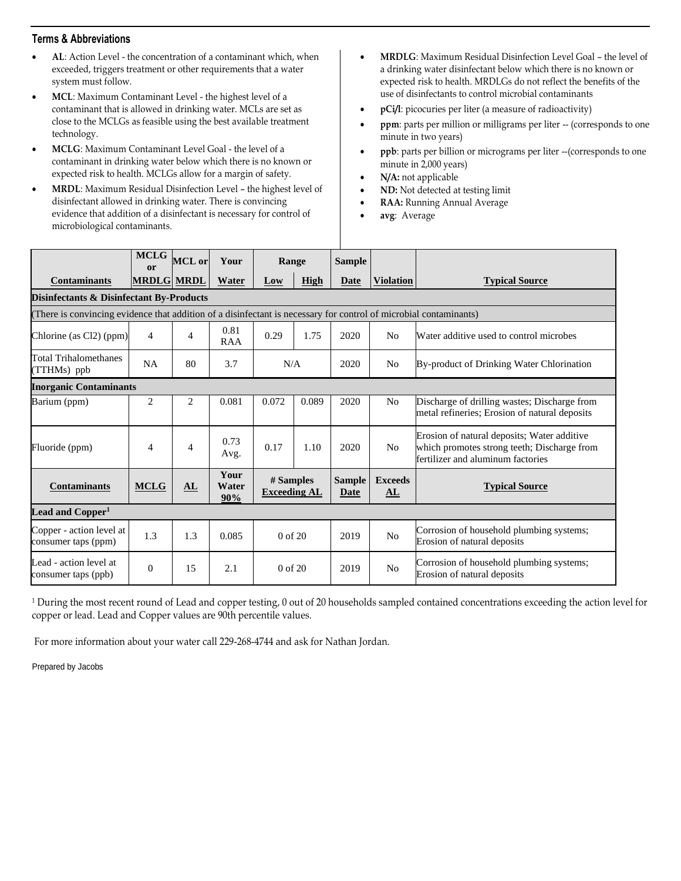## Terms & Abbreviations

- **AL**: Action Level - the concentration of a contaminant which, when exceeded, triggers treatment or other requirements that a water system must follow.
- **MCL**: Maximum Contaminant Level - the highest level of a contaminant that is allowed in drinking water. MCLs are set as close to the MCLGs as feasible using the best available treatment technology.
- **MCLG**: Maximum Contaminant Level Goal - the level of a contaminant in drinking water below which there is no known or expected risk to health. MCLGs allow for a margin of safety.
- **MRDL**: Maximum Residual Disinfection Level – the highest level of disinfectant allowed in drinking water. There is convincing evidence that addition of a disinfectant is necessary for control of microbiological contaminants.
- **MRDLG**: Maximum Residual Disinfection Level Goal – the level of a drinking water disinfectant below which there is no known or expected risk to health. MRDLGs do not reflect the benefits of the use of disinfectants to control microbial contaminants
- **pCi/l**: picocuries per liter (a measure of radioactivity)
- **ppm**: parts per million or milligrams per liter -- (corresponds to one minute in two years)
- **ppb**: parts per billion or micrograms per liter --(corresponds to one minute in 2,000 years)
- **N/A:** not applicable
- **ND:** Not detected at testing limit
- **RAA:** Running Annual Average
- **avg**: Average

| Contaminants | MCLG or MRDLG | MCL or MRDL | Your Water | Range Low | Range High | Sample Date | Violation | Typical Source |
|---|---|---|---|---|---|---|---|---|
| **Disinfectants & Disinfectant By-Products** | | | | | | | | |
| (There is convincing evidence that addition of a disinfectant is necessary for control of microbial contaminants) | | | | | | | | |
| Chlorine (as Cl2) (ppm) | 4 | 4 | 0.81 RAA | 0.29 | 1.75 | 2020 | No | Water additive used to control microbes |
| Total Trihalomethanes (TTHMs) ppb | NA | 80 | 3.7 | N/A | | 2020 | No | By-product of Drinking Water Chlorination |
| **Inorganic Contaminants** | | | | | | | | |
| Barium (ppm) | 2 | 2 | 0.081 | 0.072 | 0.089 | 2020 | No | Discharge of drilling wastes; Discharge from metal refineries; Erosion of natural deposits |
| Fluoride (ppm) | 4 | 4 | 0.73 Avg. | 0.17 | 1.10 | 2020 | No | Erosion of natural deposits; Water additive which promotes strong teeth; Discharge from fertilizer and aluminum factories |
| **Contaminants** | **MCLG** | **AL** | **Your Water 90%** | **# Samples Exceeding AL** | | **Sample Date** | **Exceeds AL** | **Typical Source** |
| **Lead and Copper[1]** | | | | | | | | |
| Copper - action level at consumer taps (ppm) | 1.3 | 1.3 | 0.085 | 0 of 20 | | 2019 | No | Corrosion of household plumbing systems; Erosion of natural deposits |
| Lead - action level at consumer taps (ppb) | 0 | 15 | 2.1 | 0 of 20 | | 2019 | No | Corrosion of household plumbing systems; Erosion of natural deposits |

[1] During the most recent round of Lead and copper testing, 0 out of 20 households sampled contained concentrations exceeding the action level for copper or lead. Lead and Copper values are 90th percentile values.

For more information about your water call 229-268-4744 and ask for Nathan Jordan.

Prepared by Jacobs